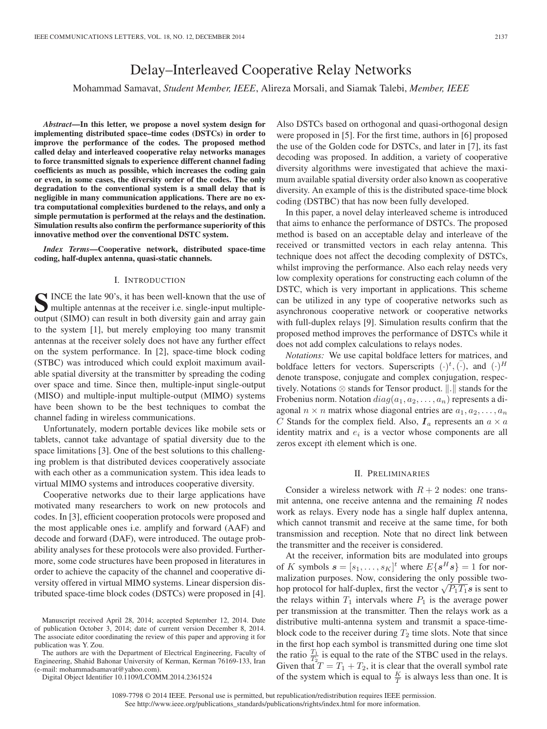# Delay–Interleaved Cooperative Relay Networks

Mohammad Samavat, *Student Member, IEEE*, Alireza Morsali, and Siamak Talebi, *Member, IEEE*

***Abstract*—In this letter, we propose a novel system design for implementing distributed space–time codes (DSTCs) in order to improve the performance of the codes. The proposed method called delay and interleaved cooperative relay networks manages to force transmitted signals to experience different channel fading coefficients as much as possible, which increases the coding gain or even, in some cases, the diversity order of the codes. The only degradation to the conventional system is a small delay that is negligible in many communication applications. There are no extra computational complexities burdened to the relays, and only a simple permutation is performed at the relays and the destination. Simulation results also confirm the performance superiority of this innovative method over the conventional DSTC system.**

***Index Terms*—Cooperative network, distributed space-time coding, half-duplex antenna, quasi-static channels.**

## I. Introduction

SINCE the late 90's, it has been well-known that the use of multiple antennas at the receiver i.e. single-input multiple-output (SIMO) can result in both diversity gain and array gain to the system [1], but merely employing too many transmit antennas at the receiver solely does not have any further effect on the system performance. In [2], space-time block coding (STBC) was introduced which could exploit maximum available spatial diversity at the transmitter by spreading the coding over space and time. Since then, multiple-input single-output (MISO) and multiple-input multiple-output (MIMO) systems have been shown to be the best techniques to combat the channel fading in wireless communications.

Unfortunately, modern portable devices like mobile sets or tablets, cannot take advantage of spatial diversity due to the space limitations [3]. One of the best solutions to this challenging problem is that distributed devices cooperatively associate with each other as a communication system. This idea leads to virtual MIMO systems and introduces cooperative diversity.

Cooperative networks due to their large applications have motivated many researchers to work on new protocols and codes. In [3], efficient cooperation protocols were proposed and the most applicable ones i.e. amplify and forward (AAF) and decode and forward (DAF), were introduced. The outage probability analyses for these protocols were also provided. Furthermore, some code structures have been proposed in literatures in order to achieve the capacity of the channel and cooperative diversity offered in virtual MIMO systems. Linear dispersion distributed space-time block codes (DSTCs) were proposed in [4]. Also DSTCs based on orthogonal and quasi-orthogonal design were proposed in [5]. For the first time, authors in [6] proposed the use of the Golden code for DSTCs, and later in [7], its fast decoding was proposed. In addition, a variety of cooperative diversity algorithms were investigated that achieve the maximum available spatial diversity order also known as cooperative diversity. An example of this is the distributed space-time block coding (DSTBC) that has now been fully developed.

In this paper, a novel delay interleaved scheme is introduced that aims to enhance the performance of DSTCs. The proposed method is based on an acceptable delay and interleave of the received or transmitted vectors in each relay antenna. This technique does not affect the decoding complexity of DSTCs, whilst improving the performance. Also each relay needs very low complexity operations for constructing each column of the DSTC, which is very important in applications. This scheme can be utilized in any type of cooperative networks such as asynchronous cooperative network or cooperative networks with full-duplex relays [9]. Simulation results confirm that the proposed method improves the performance of DSTCs while it does not add complex calculations to relays nodes.

*Notations:* We use capital boldface letters for matrices, and boldface letters for vectors. Superscripts $(\cdot)^t$, $\bar{(\cdot)}$, and $(\cdot)^H$ denote transpose, conjugate and complex conjugation, respectively. Notations $\otimes$ stands for Tensor product. $\|.\|$ stands for the Frobenius norm. Notation $diag(a_1, a_2, \ldots, a_n)$ represents a diagonal $n \times n$ matrix whose diagonal entries are $a_1, a_2, \ldots, a_n$. $C$ Stands for the complex field. Also, $\boldsymbol{I}_a$ represents an $a \times a$ identity matrix and $e_i$ is a vector whose components are all zeros except $i$th element which is one.

## II. Preliminaries

Consider a wireless network with $R + 2$ nodes: one transmit antenna, one receive antenna and the remaining $R$ nodes work as relays. Every node has a single half duplex antenna, which cannot transmit and receive at the same time, for both transmission and reception. Note that no direct link between the transmitter and the receiver is considered.

At the receiver, information bits are modulated into groups of $K$ symbols $\boldsymbol{s} = [s_1, \ldots, s_K]^t$ where $E\{\boldsymbol{s}^H \boldsymbol{s}\} = 1$ for normalization purposes. Now, considering the only possible two-hop protocol for half-duplex, first the vector $\sqrt{P_1 T_1}\boldsymbol{s}$ is sent to the relays within $T_1$ intervals where $P_1$ is the average power per transmission at the transmitter. Then the relays work as a distributive multi-antenna system and transmit a space-time-block code to the receiver during $T_2$ time slots. Note that since in the first hop each symbol is transmitted during one time slot the ratio $\frac{T_1}{T_2}$ is equal to the rate of the STBC used in the relays. Given that $T = T_1 + T_2$, it is clear that the overall symbol rate of the system which is equal to $\frac{K}{T}$ is always less than one. It is

Manuscript received April 28, 2014; accepted September 12, 2014. Date of publication October 3, 2014; date of current version December 8, 2014. The associate editor coordinating the review of this paper and approving it for publication was Y. Zou.

The authors are with the Department of Electrical Engineering, Faculty of Engineering, Shahid Bahonar University of Kerman, Kerman 76169-133, Iran (e-mail: mohammadsamavat@yahoo.com).

Digital Object Identifier 10.1109/LCOMM.2014.2361524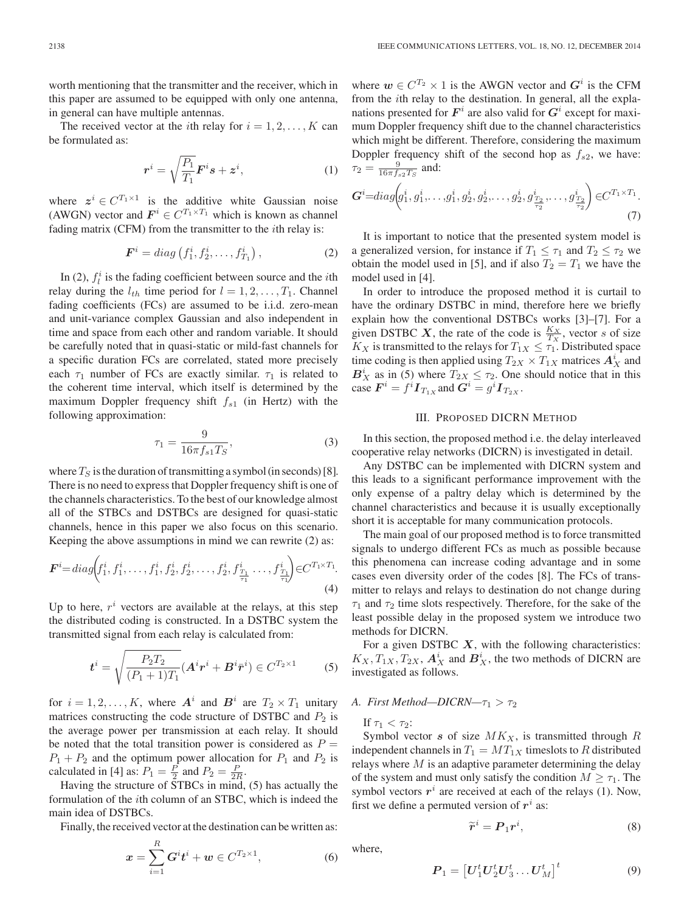worth mentioning that the transmitter and the receiver, which in this paper are assumed to be equipped with only one antenna, in general can have multiple antennas.

The received vector at the $i$th relay for $i = 1, 2, \ldots, K$ can be formulated as:

$$\boldsymbol{r}^i = \sqrt{\frac{P_1}{T_1}} \boldsymbol{F}^i \boldsymbol{s} + \boldsymbol{z}^i, \tag{1}$$

where $\boldsymbol{z}^i \in C^{T_1 \times 1}$ is the additive white Gaussian noise (AWGN) vector and $\boldsymbol{F}^i \in C^{T_1 \times T_1}$ which is known as channel fading matrix (CFM) from the transmitter to the $i$th relay is:

$$\boldsymbol{F}^i = diag\left(f_1^i, f_2^i, \ldots, f_{T_1}^i\right), \tag{2}$$

In (2), $f_l^i$ is the fading coefficient between source and the $i$th relay during the $l_{th}$ time period for $l = 1, 2, \ldots, T_1$. Channel fading coefficients (FCs) are assumed to be i.i.d. zero-mean and unit-variance complex Gaussian and also independent in time and space from each other and random variable. It should be carefully noted that in quasi-static or mild-fast channels for a specific duration FCs are correlated, stated more precisely each $\tau_1$ number of FCs are exactly similar. $\tau_1$ is related to the coherent time interval, which itself is determined by the maximum Doppler frequency shift $f_{s1}$ (in Hertz) with the following approximation:

$$\tau_1 = \frac{9}{16\pi f_{s1} T_S}, \tag{3}$$

where $T_S$ is the duration of transmitting a symbol (in seconds) [8]. There is no need to express that Doppler frequency shift is one of the channels characteristics. To the best of our knowledge almost all of the STBCs and DSTBCs are designed for quasi-static channels, hence in this paper we also focus on this scenario. Keeping the above assumptions in mind we can rewrite (2) as:

$$\boldsymbol{F}^i = diag\left(f_1^i, f_1^i, \ldots, f_1^i, f_2^i, f_2^i, \ldots, f_2^i, f_{\frac{T_1}{\tau_1}}^i \ldots, f_{\frac{T_1}{\tau_1}}^i\right) \in C^{T_1 \times T_1}. \tag{4}$$

Up to here, $r^i$ vectors are available at the relays, at this step the distributed coding is constructed. In a DSTBC system the transmitted signal from each relay is calculated from:

$$\boldsymbol{t}^i = \sqrt{\frac{P_2 T_2}{(P_1 + 1) T_1}} (\boldsymbol{A}^i \boldsymbol{r}^i + \boldsymbol{B}^i \bar{\boldsymbol{r}}^i) \in C^{T_2 \times 1} \tag{5}$$

for $i = 1, 2, \ldots, K$, where $\boldsymbol{A}^i$ and $\boldsymbol{B}^i$ are $T_2 \times T_1$ unitary matrices constructing the code structure of DSTBC and $P_2$ is the average power per transmission at each relay. It should be noted that the total transition power is considered as $P = P_1 + P_2$ and the optimum power allocation for $P_1$ and $P_2$ is calculated in [4] as: $P_1 = \frac{P}{2}$ and $P_2 = \frac{P}{2R}$.

Having the structure of STBCs in mind, (5) has actually the formulation of the $i$th column of an STBC, which is indeed the main idea of DSTBCs.

Finally, the received vector at the destination can be written as:

$$\boldsymbol{x} = \sum_{i=1}^{R} \boldsymbol{G}^i \boldsymbol{t}^i + \boldsymbol{w} \in C^{T_2 \times 1}, \tag{6}$$

where $\boldsymbol{w} \in C^{T_2} \times 1$ is the AWGN vector and $\boldsymbol{G}^i$ is the CFM from the $i$th relay to the destination. In general, all the explanations presented for $\boldsymbol{F}^i$ are also valid for $\boldsymbol{G}^i$ except for maximum Doppler frequency shift due to the channel characteristics which might be different. Therefore, considering the maximum Doppler frequency shift of the second hop as $f_{s2}$, we have: $\tau_2 = \frac{9}{16\pi f_{s2} T_S}$ and:

$$\boldsymbol{G}^i = diag\left(g_1^i, g_1^i, \ldots, g_1^i, g_2^i, g_2^i, \ldots, g_2^i, g_{\frac{T_2}{\tau_2}}^i, \ldots, g_{\frac{T_2}{\tau_2}}^i\right) \in C^{T_1 \times T_1}. \tag{7}$$

It is important to notice that the presented system model is a generalized version, for instance if $T_1 \leq \tau_1$ and $T_2 \leq \tau_2$ we obtain the model used in [5], and if also $T_2 = T_1$ we have the model used in [4].

In order to introduce the proposed method it is curtail to have the ordinary DSTBC in mind, therefore here we briefly explain how the conventional DSTBCs works [3]–[7]. For a given DSTBC $\boldsymbol{X}$, the rate of the code is $\frac{K_X}{T_X}$, vector $s$ of size $K_X$ is transmitted to the relays for $T_{1X} \leq \tau_1$. Distributed space time coding is then applied using $T_{2X} \times T_{1X}$ matrices $\boldsymbol{A}_X^i$ and $\boldsymbol{B}_X^i$ as in (5) where $T_{2X} \leq \tau_2$. One should notice that in this case $\boldsymbol{F}^i = f^i \boldsymbol{I}_{T_{1X}}$ and $\boldsymbol{G}^i = g^i \boldsymbol{I}_{T_{2X}}$.

## III. Proposed DICRN Method

In this section, the proposed method i.e. the delay interleaved cooperative relay networks (DICRN) is investigated in detail.

Any DSTBC can be implemented with DICRN system and this leads to a significant performance improvement with the only expense of a paltry delay which is determined by the channel characteristics and because it is usually exceptionally short it is acceptable for many communication protocols.

The main goal of our proposed method is to force transmitted signals to undergo different FCs as much as possible because this phenomena can increase coding advantage and in some cases even diversity order of the codes [8]. The FCs of transmitter to relays and relays to destination do not change during $\tau_1$ and $\tau_2$ time slots respectively. Therefore, for the sake of the least possible delay in the proposed system we introduce two methods for DICRN.

For a given DSTBC $\boldsymbol{X}$, with the following characteristics: $K_X, T_{1X}, T_{2X}, \boldsymbol{A}_X^i$ and $\boldsymbol{B}_X^i$, the two methods of DICRN are investigated as follows.

### A. First Method—DICRN—$\tau_1 > \tau_2$

If $\tau_1 < \tau_2$:

Symbol vector $\boldsymbol{s}$ of size $MK_X$, is transmitted through $R$ independent channels in $T_1 = MT_{1X}$ timeslots to $R$ distributed relays where $M$ is an adaptive parameter determining the delay of the system and must only satisfy the condition $M \geq \tau_1$. The symbol vectors $\boldsymbol{r}^i$ are received at each of the relays (1). Now, first we define a permuted version of $\boldsymbol{r}^i$ as:

$$\widetilde{\boldsymbol{r}}^i = \boldsymbol{P}_1 \boldsymbol{r}^i, \tag{8}$$

where,

$$\boldsymbol{P}_1 = \left[\boldsymbol{U}_1^t \boldsymbol{U}_2^t \boldsymbol{U}_3^t \ldots \boldsymbol{U}_M^t\right]^t \tag{9}$$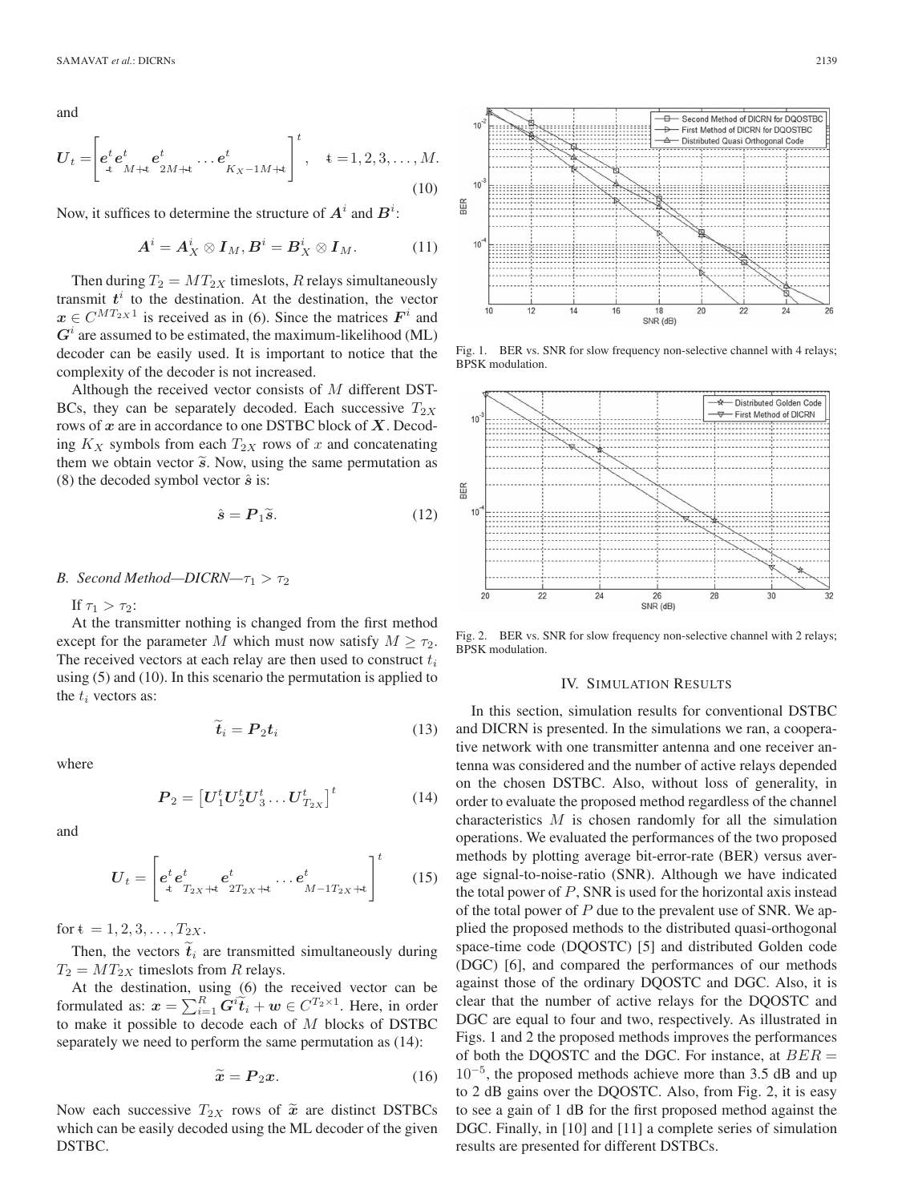and

$$\boldsymbol{U}_t = \left[\boldsymbol{e}^t_t \boldsymbol{e}^t_{M+t} \boldsymbol{e}^t_{2M+t} \dots \boldsymbol{e}^t_{K_X-1M+t}\right]^t, \quad t = 1, 2, 3, \dots, M. \tag{10}$$

Now, it suffices to determine the structure of $\boldsymbol{A}^i$ and $\boldsymbol{B}^i$:

$$\boldsymbol{A}^i = \boldsymbol{A}^i_X \otimes \boldsymbol{I}_M, \boldsymbol{B}^i = \boldsymbol{B}^i_X \otimes \boldsymbol{I}_M. \tag{11}$$

Then during $T_2 = MT_{2X}$ timeslots, $R$ relays simultaneously transmit $\boldsymbol{t}^i$ to the destination. At the destination, the vector $\boldsymbol{x} \in C^{MT_{2X}1}$ is received as in (6). Since the matrices $\boldsymbol{F}^i$ and $\boldsymbol{G}^i$ are assumed to be estimated, the maximum-likelihood (ML) decoder can be easily used. It is important to notice that the complexity of the decoder is not increased.

Although the received vector consists of $M$ different DSTBCs, they can be separately decoded. Each successive $T_{2X}$ rows of $\boldsymbol{x}$ are in accordance to one DSTBC block of $\boldsymbol{X}$. Decoding $K_X$ symbols from each $T_{2X}$ rows of $x$ and concatenating them we obtain vector $\widetilde{s}$. Now, using the same permutation as (8) the decoded symbol vector $\hat{\boldsymbol{s}}$ is:

$$\hat{\boldsymbol{s}} = \boldsymbol{P}_1 \widetilde{\boldsymbol{s}}. \tag{12}$$

### B. Second Method—DICRN—$\tau_1 > \tau_2$

If $\tau_1 > \tau_2$:

At the transmitter nothing is changed from the first method except for the parameter $M$ which must now satisfy $M \geq \tau_2$. The received vectors at each relay are then used to construct $t_i$ using (5) and (10). In this scenario the permutation is applied to the $t_i$ vectors as:

$$\widetilde{\boldsymbol{t}}_i = \boldsymbol{P}_2 \boldsymbol{t}_i \tag{13}$$

where

$$\boldsymbol{P}_2 = \left[\boldsymbol{U}^t_1 \boldsymbol{U}^t_2 \boldsymbol{U}^t_3 \dots \boldsymbol{U}^t_{T_{2X}}\right]^t \tag{14}$$

and

$$\boldsymbol{U}_t = \left[\boldsymbol{e}^t_t \boldsymbol{e}^t_{T_{2X}+t} \boldsymbol{e}^t_{2T_{2X}+t} \dots \boldsymbol{e}^t_{M-1T_{2X}+t}\right]^t \tag{15}$$

for $t = 1, 2, 3, \dots, T_{2X}$.

Then, the vectors $\widetilde{\boldsymbol{t}}_i$ are transmitted simultaneously during $T_2 = MT_{2X}$ timeslots from $R$ relays.

At the destination, using (6) the received vector can be formulated as: $\boldsymbol{x} = \sum_{i=1}^{R} \boldsymbol{G}^i \widetilde{\boldsymbol{t}}_i + \boldsymbol{w} \in C^{T_2 \times 1}$. Here, in order to make it possible to decode each of $M$ blocks of DSTBC separately we need to perform the same permutation as (14):

$$\widetilde{\boldsymbol{x}} = \boldsymbol{P}_2 \boldsymbol{x}. \tag{16}$$

Now each successive $T_{2X}$ rows of $\widetilde{\boldsymbol{x}}$ are distinct DSTBCs which can be easily decoded using the ML decoder of the given DSTBC.

Fig. 1. BER vs. SNR for slow frequency non-selective channel with 4 relays; BPSK modulation.

Fig. 2. BER vs. SNR for slow frequency non-selective channel with 2 relays; BPSK modulation.

## IV. Simulation Results

In this section, simulation results for conventional DSTBC and DICRN is presented. In the simulations we ran, a cooperative network with one transmitter antenna and one receiver antenna was considered and the number of active relays depended on the chosen DSTBC. Also, without loss of generality, in order to evaluate the proposed method regardless of the channel characteristics $M$ is chosen randomly for all the simulation operations. We evaluated the performances of the two proposed methods by plotting average bit-error-rate (BER) versus average signal-to-noise-ratio (SNR). Although we have indicated the total power of $P$, SNR is used for the horizontal axis instead of the total power of $P$ due to the prevalent use of SNR. We applied the proposed methods to the distributed quasi-orthogonal space-time code (DQOSTC) [5] and distributed Golden code (DGC) [6], and compared the performances of our methods against those of the ordinary DQOSTC and DGC. Also, it is clear that the number of active relays for the DQOSTC and DGC are equal to four and two, respectively. As illustrated in Figs. 1 and 2 the proposed methods improves the performances of both the DQOSTC and the DGC. For instance, at $BER = 10^{-5}$, the proposed methods achieve more than 3.5 dB and up to 2 dB gains over the DQOSTC. Also, from Fig. 2, it is easy to see a gain of 1 dB for the first proposed method against the DGC. Finally, in [10] and [11] a complete series of simulation results are presented for different DSTBCs.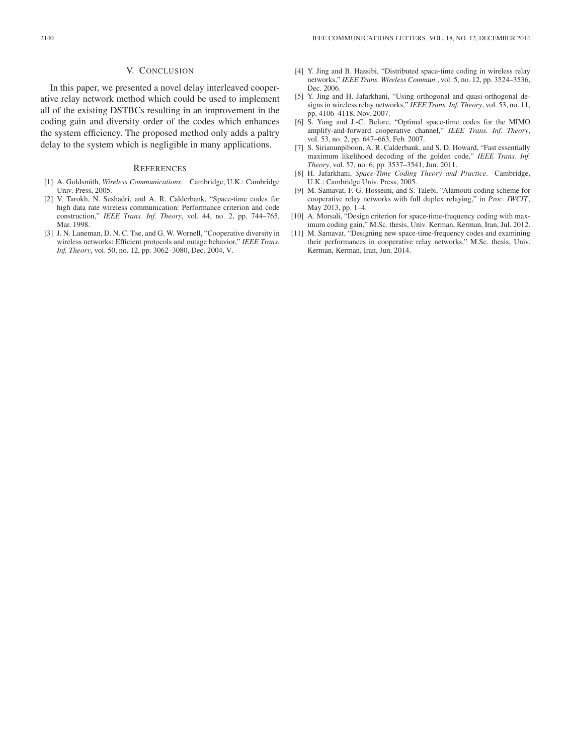## V. Conclusion

In this paper, we presented a novel delay interleaved cooperative relay network method which could be used to implement all of the existing DSTBCs resulting in an improvement in the coding gain and diversity order of the codes which enhances the system efficiency. The proposed method only adds a paltry delay to the system which is negligible in many applications.

## References

[1] A. Goldsmith, *Wireless Communications*. Cambridge, U.K.: Cambridge Univ. Press, 2005.

[2] V. Tarokh, N. Seshadri, and A. R. Calderbank, "Space-time codes for high data rate wireless communication: Performance criterion and code construction," *IEEE Trans. Inf. Theory*, vol. 44, no. 2, pp. 744–765, Mar. 1998.

[3] J. N. Laneman, D. N. C. Tse, and G. W. Wornell, "Cooperative diversity in wireless networks: Efficient protocols and outage behavior," *IEEE Trans. Inf. Theory*, vol. 50, no. 12, pp. 3062–3080, Dec. 2004, V.

[4] Y. Jing and B. Hassibi, "Distributed space-time coding in wireless relay networks," *IEEE Trans. Wireless Commun.*, vol. 5, no. 12, pp. 3524–3536, Dec. 2006.

[5] Y. Jing and H. Jafarkhani, "Using orthogonal and quasi-orthogonal designs in wireless relay networks," *IEEE Trans. Inf. Theory*, vol. 53, no. 11, pp. 4106–4118, Nov. 2007.

[6] S. Yang and J.-C. Belore, "Optimal space-time codes for the MIMO amplify-and-forward cooperative channel," *IEEE Trans. Inf. Theory*, vol. 53, no. 2, pp. 647–663, Feb. 2007.

[7] S. Sirianunpiboon, A. R. Calderbank, and S. D. Howard, "Fast essentially maximum likelihood decoding of the golden code," *IEEE Trans. Inf. Theory*, vol. 57, no. 6, pp. 3537–3541, Jun. 2011.

[8] H. Jafarkhani, *Space-Time Coding Theory and Practice*. Cambridge, U.K.: Cambridge Univ. Press, 2005.

[9] M. Samavat, F. G. Hosseini, and S. Talebi, "Alamouti coding scheme for cooperative relay networks with full duplex relaying," in *Proc. IWCIT*, May 2013, pp. 1–4.

[10] A. Morsali, "Design criterion for space-time-frequency coding with maximum coding gain," M.Sc. thesis, Univ. Kerman, Kerman, Iran, Jul. 2012.

[11] M. Samavat, "Designing new space-time-frequency codes and examining their performances in cooperative relay networks," M.Sc. thesis, Univ. Kerman, Kerman, Iran, Jun. 2014.